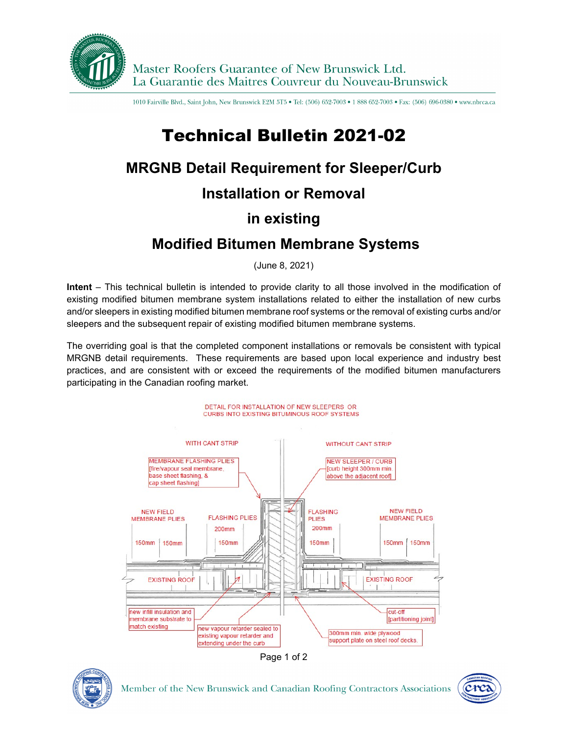Master Roofers Guarantee of New Brunswick Ltd.
La Guarantie des Maitres Couvreur du Nouveau-Brunswick

1010 Fairville Blvd., Saint John, New Brunswick E2M 5T5 • Tel: (506) 652-7003 • 1 888 652-7003 • Fax: (506) 696-0380 • www.nbrca.ca

# Technical Bulletin 2021-02

## MRGNB Detail Requirement for Sleeper/Curb

## Installation or Removal

## in existing

## Modified Bitumen Membrane Systems

(June 8, 2021)

**Intent** – This technical bulletin is intended to provide clarity to all those involved in the modification of existing modified bitumen membrane system installations related to either the installation of new curbs and/or sleepers in existing modified bitumen membrane roof systems or the removal of existing curbs and/or sleepers and the subsequent repair of existing modified bitumen membrane systems.

The overriding goal is that the completed component installations or removals be consistent with typical MRGNB detail requirements. These requirements are based upon local experience and industry best practices, and are consistent with or exceed the requirements of the modified bitumen manufacturers participating in the Canadian roofing market.

DETAIL FOR INSTALLATION OF NEW SLEEPERS OR CURBS INTO EXISTING BITUMINOUS ROOF SYSTEMS

WITH CANT STRIP

WITHOUT CANT STRIP

MEMBRANE FLASHING PLIES [fire/vapour seal membrane, base sheet flashing, & cap sheet flashing]

NEW SLEEPER / CURB [curb height 300mm min. above the adjacent roof]

NEW FIELD MEMBRANE PLIES

FLASHING PLIES

FLASHING PLIES

NEW FIELD MEMBRANE PLIES

200mm

200mm

150mm | 150mm

150mm

150mm

150mm | 150mm

EXISTING ROOF

EXISTING ROOF

new infill insulation and membrane substrate to match existing

new vapour retarder sealed to existing vapour retarder and extending under the curb

300mm min. wide plywood support plate on steel roof decks.

cut-off [partitioning joint]

Member of the New Brunswick and Canadian Roofing Contractors Associations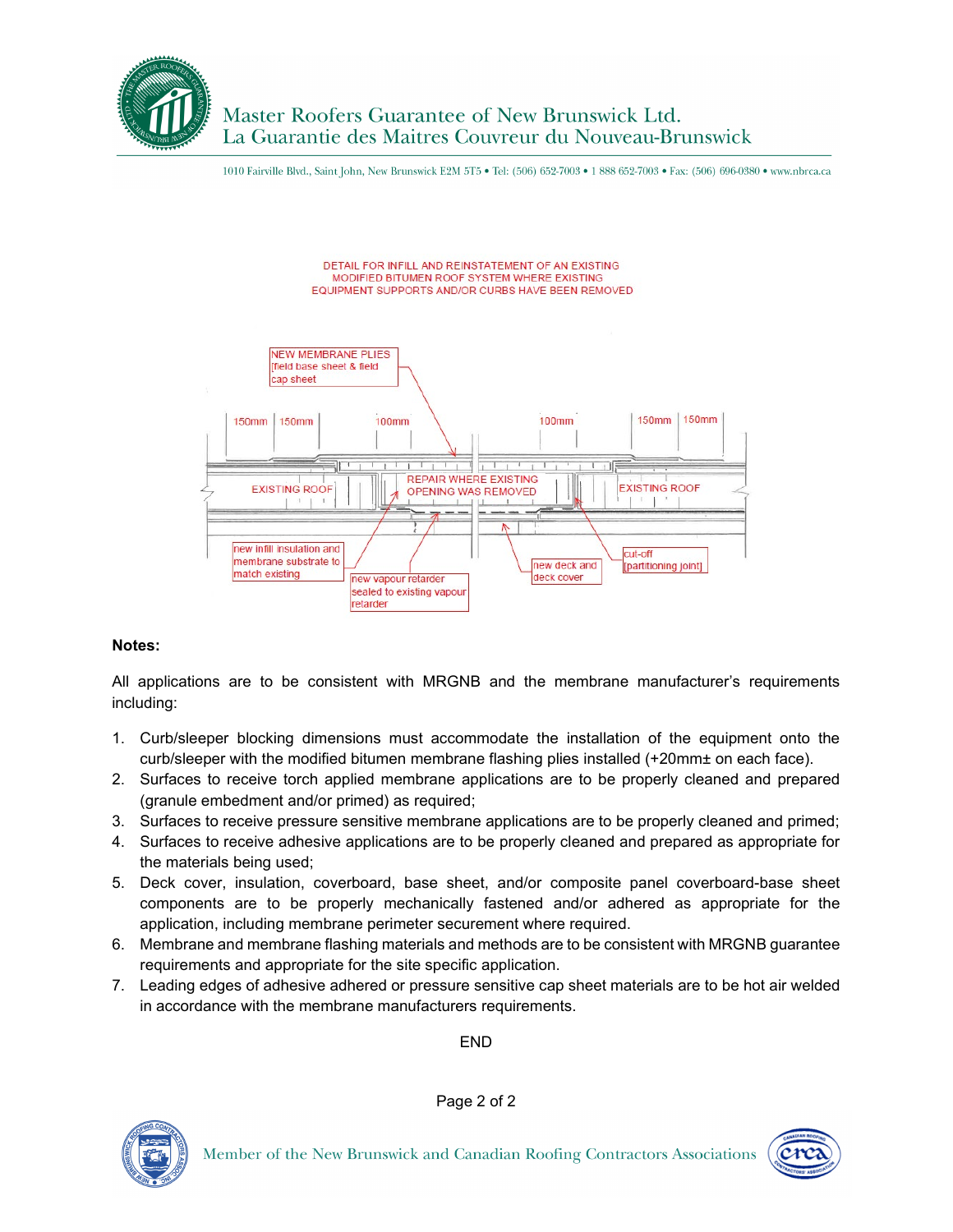DETAIL FOR INFILL AND REINSTATEMENT OF AN EXISTING MODIFIED BITUMEN ROOF SYSTEM WHERE EXISTING EQUIPMENT SUPPORTS AND/OR CURBS HAVE BEEN REMOVED

NEW MEMBRANE PLIES [field base sheet & field cap sheet

150mm

150mm

100mm

100mm

150mm

150mm

EXISTING ROOF

REPAIR WHERE EXISTING OPENING WAS REMOVED

EXISTING ROOF

new infill insulation and membrane substrate to match existing

new vapour retarder sealed to existing vapour retarder

new deck and deck cover

cut-off [partitioning joint]

**Notes:**

All applications are to be consistent with MRGNB and the membrane manufacturer's requirements including:

1. Curb/sleeper blocking dimensions must accommodate the installation of the equipment onto the curb/sleeper with the modified bitumen membrane flashing plies installed (+20mm± on each face).
2. Surfaces to receive torch applied membrane applications are to be properly cleaned and prepared (granule embedment and/or primed) as required;
3. Surfaces to receive pressure sensitive membrane applications are to be properly cleaned and primed;
4. Surfaces to receive adhesive applications are to be properly cleaned and prepared as appropriate for the materials being used;
5. Deck cover, insulation, coverboard, base sheet, and/or composite panel coverboard-base sheet components are to be properly mechanically fastened and/or adhered as appropriate for the application, including membrane perimeter securement where required.
6. Membrane and membrane flashing materials and methods are to be consistent with MRGNB guarantee requirements and appropriate for the site specific application.
7. Leading edges of adhesive adhered or pressure sensitive cap sheet materials are to be hot air welded in accordance with the membrane manufacturers requirements.

END